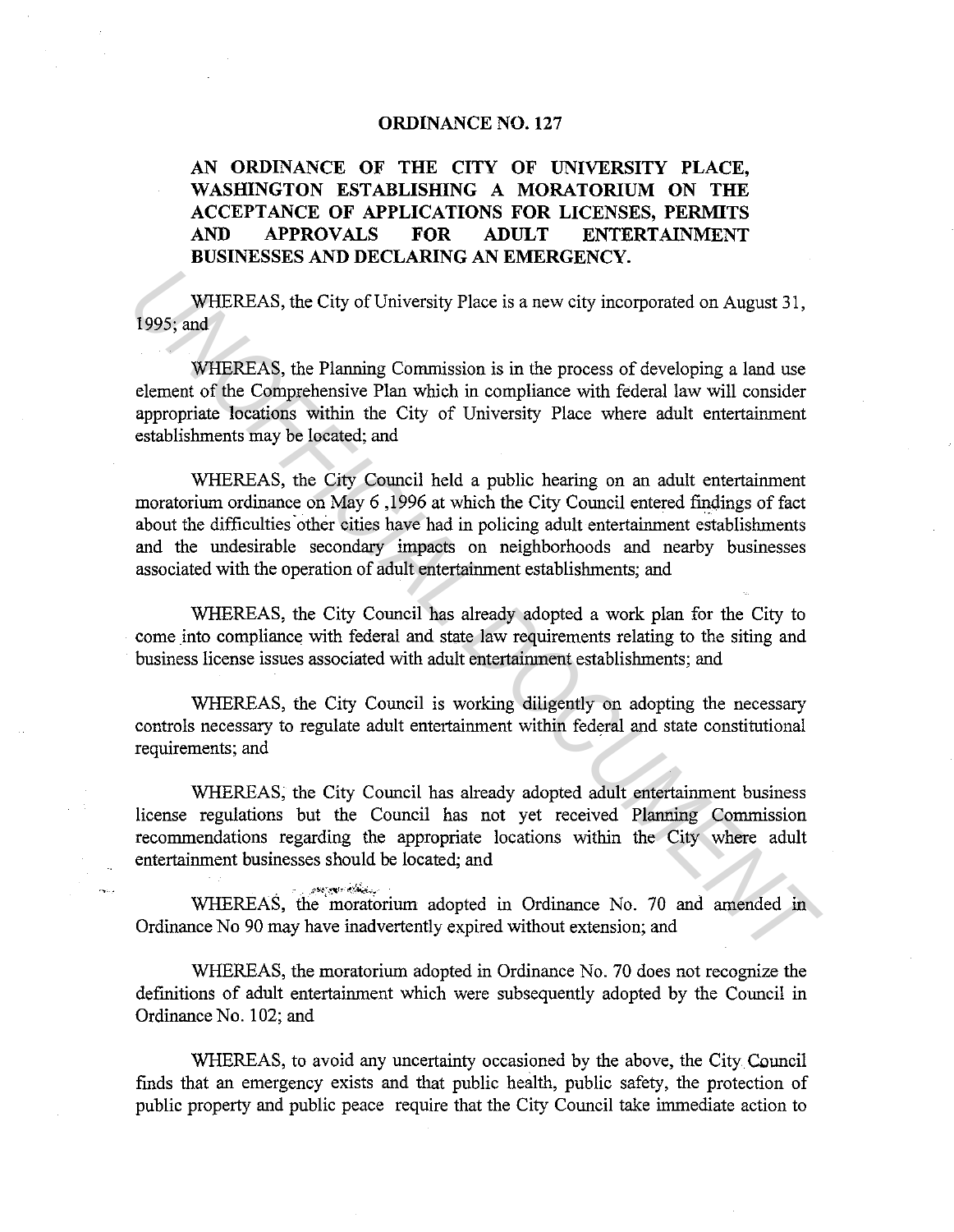# ORDINANCE NO. 127

## AN ORDINANCE OF THE CITY OF UNIVERSITY PLACE, WASHINGTON ESTABLISHING A MORATORIUM ON THE ACCEPTANCE OF APPLICATIONS FOR LICENSES, PERMITS AND APPROVALS FOR ADULT ENTERTAINMENT BUSINESSES AND DECLARING AN EMERGENCY.

WHEREAS, the City of University Place is a new city incorporated on August 31, 1995; and

WHEREAS, the Planning Commission is in the process of developing a land use element of the Comprehensive Plan which in compliance with federal law will consider appropriate locations within the City of University Place where adult entertainment establishments may be located; and

WHEREAS, the City Council held a public hearing on an adult entertainment moratorium ordinance on May 6 ,1996 at which the City Council entered findings of fact about the difficulties other cities have had in policing adult entertainment establishments and the undesirable secondary impacts on neighborhoods and nearby businesses associated with the operation of adult entertainment establishments; and

WHEREAS, the City Council has already adopted a work plan for the City to come into compliance with federal and state law requirements relating to the siting and business license issues associated with adult entertainment establishments; and

WHEREAS, the City Council is working diligently on adopting the necessary controls necessary to regulate adult entertainment within federal and state constitutional requirements; and

WHEREAS, the City Council has already adopted adult entertainment business license regulations but the Council has not yet received Planning Commission recommendations regarding the appropriate locations within the City where adult entertainment businesses should be located; and

WHEREAS, the moratorium adopted in Ordinance No. 70 and amended in Ordinance No 90 may have inadvertently expired without extension; and

WHEREAS, the moratorium adopted in Ordinance No. 70 does not recognize the definitions of adult entertainment which were subsequently adopted by the Council in Ordinance No. 102; and

WHEREAS, to avoid any uncertainty occasioned by the above, the City Council finds that an emergency exists and that public health, public safety, the protection of public property and public peace require that the City Council take immediate action to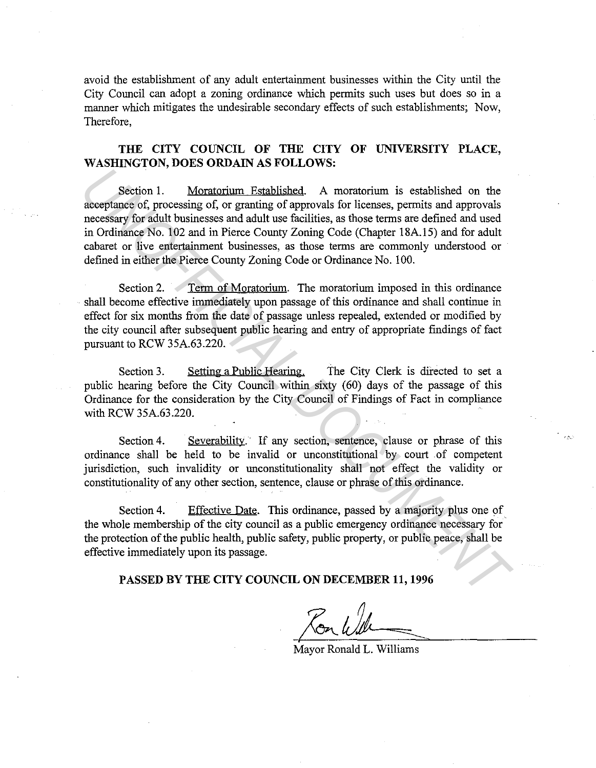avoid the establishment of any adult entertainment businesses within the City until the City Council can adopt a zoning ordinance which permits such uses but does so in a manner which mitigates the undesirable secondary effects of such establishments; Now, Therefore,

**THE CITY COUNCIL OF THE CITY OF UNIVERSITY PLACE, WASHINGTON, DOES ORDAIN AS FOLLOWS:**

Section 1. Moratorium Established. A moratorium is established on the acceptance of, processing of, or granting of approvals for licenses, permits and approvals necessary for adult businesses and adult use facilities, as those terms are defined and used in Ordinance No. 102 and in Pierce County Zoning Code (Chapter 18A.15) and for adult cabaret or live entertainment businesses, as those terms are commonly understood or defined in either the Pierce County Zoning Code or Ordinance No. 100.

Section 2. Term of Moratorium. The moratorium imposed in this ordinance shall become effective immediately upon passage of this ordinance and shall continue in effect for six months from the date of passage unless repealed, extended or modified by the city council after subsequent public hearing and entry of appropriate findings of fact pursuant to RCW 35A.63.220.

Section 3. Setting a Public Hearing. The City Clerk is directed to set a public hearing before the City Council within sixty (60) days of the passage of this Ordinance for the consideration by the City Council of Findings of Fact in compliance with RCW 35A.63.220.

Section 4. Severability. If any section, sentence, clause or phrase of this ordinance shall be held to be invalid or unconstitutional by court of competent jurisdiction, such invalidity or unconstitutionality shall not effect the validity or constitutionality of any other section, sentence, clause or phrase of this ordinance.

Section 4. Effective Date. This ordinance, passed by a majority plus one of the whole membership of the city council as a public emergency ordinance necessary for the protection of the public health, public safety, public property, or public peace, shall be effective immediately upon its passage.

**PASSED BY THE CITY COUNCIL ON DECEMBER 11, 1996**

Mayor Ronald L. Williams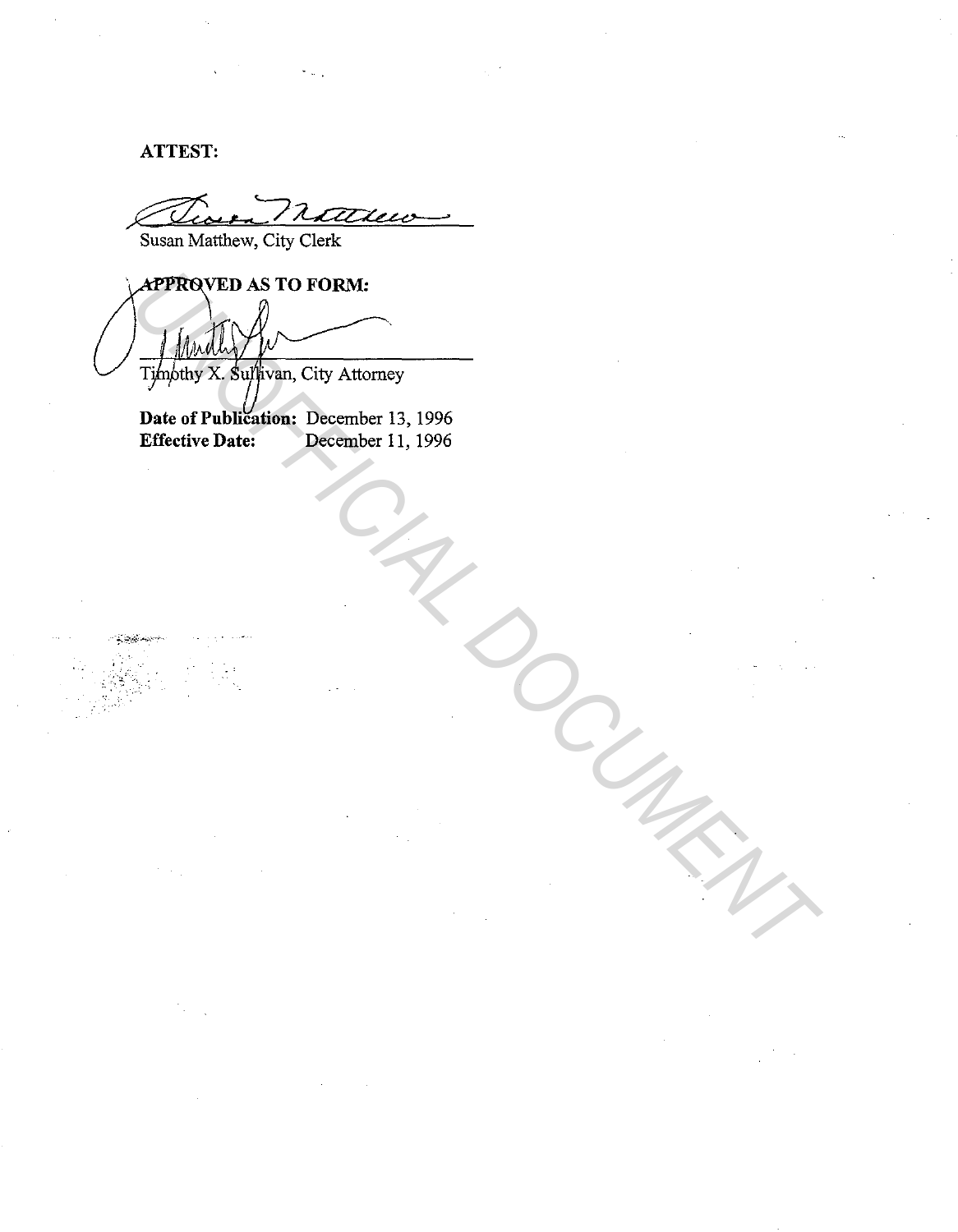**ATTEST:**

Susan Matthew, City Clerk

**APPROVED AS TO FORM:**

Timothy X. Sullivan, City Attorney

**Date of Publication:** December 13, 1996
**Effective Date:** December 11, 1996